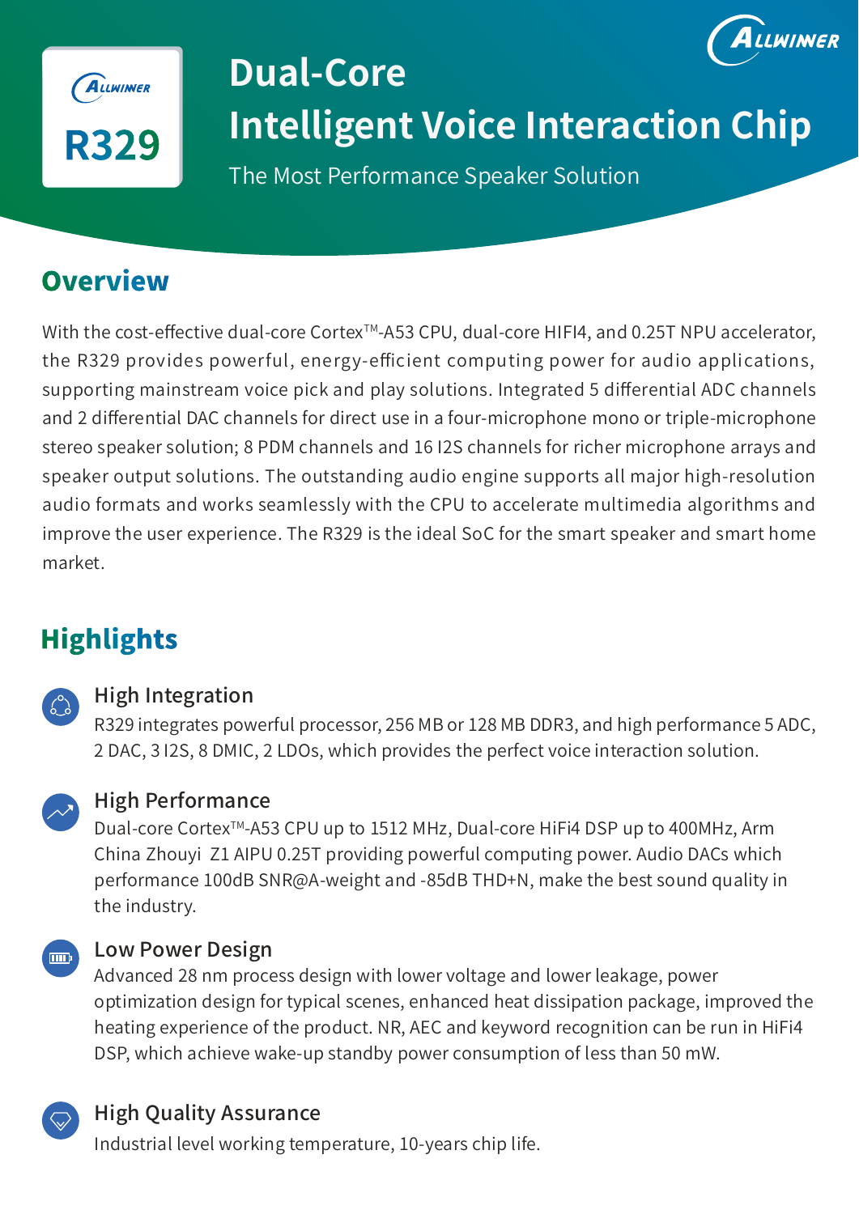ALLWINNER R329

# Dual-Core Intelligent Voice Interaction Chip

The Most Performance Speaker Solution

## Overview

With the cost-effective dual-core Cortex™-A53 CPU, dual-core HIFI4, and 0.25T NPU accelerator, the R329 provides powerful, energy-efficient computing power for audio applications, supporting mainstream voice pick and play solutions. Integrated 5 differential ADC channels and 2 differential DAC channels for direct use in a four-microphone mono or triple-microphone stereo speaker solution; 8 PDM channels and 16 I2S channels for richer microphone arrays and speaker output solutions. The outstanding audio engine supports all major high-resolution audio formats and works seamlessly with the CPU to accelerate multimedia algorithms and improve the user experience. The R329 is the ideal SoC for the smart speaker and smart home market.

## Highlights

### High Integration

R329 integrates powerful processor, 256 MB or 128 MB DDR3, and high performance 5 ADC, 2 DAC, 3 I2S, 8 DMIC, 2 LDOs, which provides the perfect voice interaction solution.

### High Performance

Dual-core Cortex™-A53 CPU up to 1512 MHz, Dual-core HiFi4 DSP up to 400MHz, Arm China Zhouyi Z1 AIPU 0.25T providing powerful computing power. Audio DACs which performance 100dB SNR@A-weight and -85dB THD+N, make the best sound quality in the industry.

### Low Power Design

Advanced 28 nm process design with lower voltage and lower leakage, power optimization design for typical scenes, enhanced heat dissipation package, improved the heating experience of the product. NR, AEC and keyword recognition can be run in HiFi4 DSP, which achieve wake-up standby power consumption of less than 50 mW.

### High Quality Assurance

Industrial level working temperature, 10-years chip life.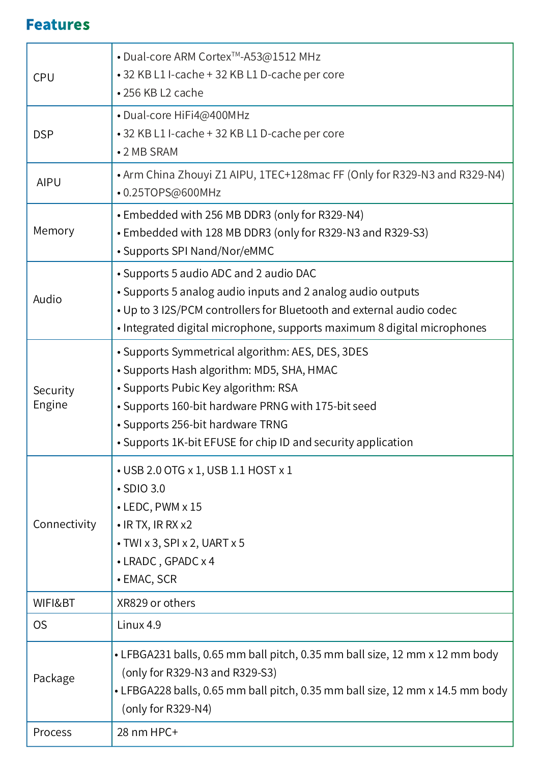## Features

| | |
|---|---|
| CPU | • Dual-core ARM Cortex™-A53@1512 MHz<br>• 32 KB L1 I-cache + 32 KB L1 D-cache per core<br>• 256 KB L2 cache |
| DSP | • Dual-core HiFi4@400MHz<br>• 32 KB L1 I-cache + 32 KB L1 D-cache per core<br>• 2 MB SRAM |
| AIPU | • Arm China Zhouyi Z1 AIPU, 1TEC+128mac FF (Only for R329-N3 and R329-N4)<br>• 0.25TOPS@600MHz |
| Memory | • Embedded with 256 MB DDR3 (only for R329-N4)<br>• Embedded with 128 MB DDR3 (only for R329-N3 and R329-S3)<br>• Supports SPI Nand/Nor/eMMC |
| Audio | • Supports 5 audio ADC and 2 audio DAC<br>• Supports 5 analog audio inputs and 2 analog audio outputs<br>• Up to 3 I2S/PCM controllers for Bluetooth and external audio codec<br>• Integrated digital microphone, supports maximum 8 digital microphones |
| Security Engine | • Supports Symmetrical algorithm: AES, DES, 3DES<br>• Supports Hash algorithm: MD5, SHA, HMAC<br>• Supports Pubic Key algorithm: RSA<br>• Supports 160-bit hardware PRNG with 175-bit seed<br>• Supports 256-bit hardware TRNG<br>• Supports 1K-bit EFUSE for chip ID and security application |
| Connectivity | • USB 2.0 OTG x 1, USB 1.1 HOST x 1<br>• SDIO 3.0<br>• LEDC, PWM x 15<br>• IR TX, IR RX x2<br>• TWI x 3, SPI x 2, UART x 5<br>• LRADC , GPADC x 4<br>• EMAC, SCR |
| WIFI&BT | XR829 or others |
| OS | Linux 4.9 |
| Package | • LFBGA231 balls, 0.65 mm ball pitch, 0.35 mm ball size, 12 mm x 12 mm body (only for R329-N3 and R329-S3)<br>• LFBGA228 balls, 0.65 mm ball pitch, 0.35 mm ball size, 12 mm x 14.5 mm body (only for R329-N4) |
| Process | 28 nm HPC+ |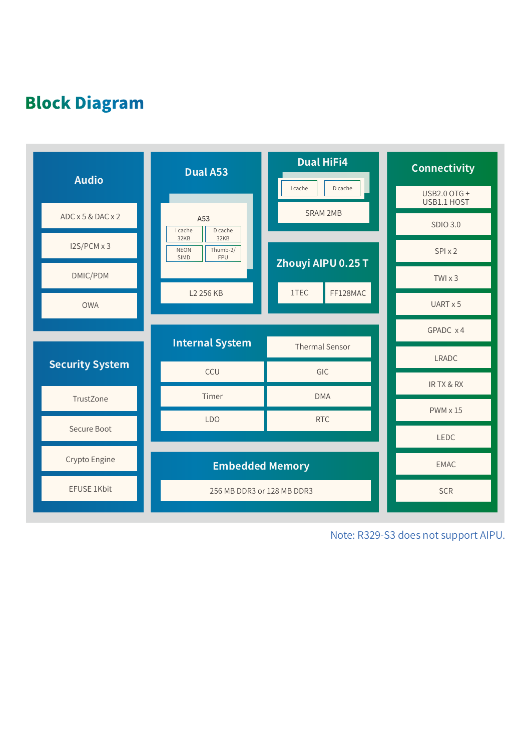## Block Diagram

### Audio
- ADC x 5 & DAC x 2
- I2S/PCM x 3
- DMIC/PDM
- OWA

### Dual A53
- A53
  - I cache 32KB
  - D cache 32KB
  - NEON SIMD
  - Thumb-2/ FPU
- L2 256 KB

### Dual HiFi4
- I cache
- D cache
- SRAM 2MB

### Zhouyi AIPU 0.25 T
- 1TEC
- FF128MAC

### Connectivity
- USB2.0 OTG + USB1.1 HOST
- SDIO 3.0
- SPI x 2
- TWI x 3
- UART x 5
- GPADC x 4
- LRADC
- IR TX & RX
- PWM x 15
- LEDC
- EMAC
- SCR

### Security System
- TrustZone
- Secure Boot
- Crypto Engine
- EFUSE 1Kbit

### Internal System
- Thermal Sensor
- CCU
- GIC
- Timer
- DMA
- LDO
- RTC

### Embedded Memory
- 256 MB DDR3 or 128 MB DDR3

Note: R329-S3 does not support AIPU.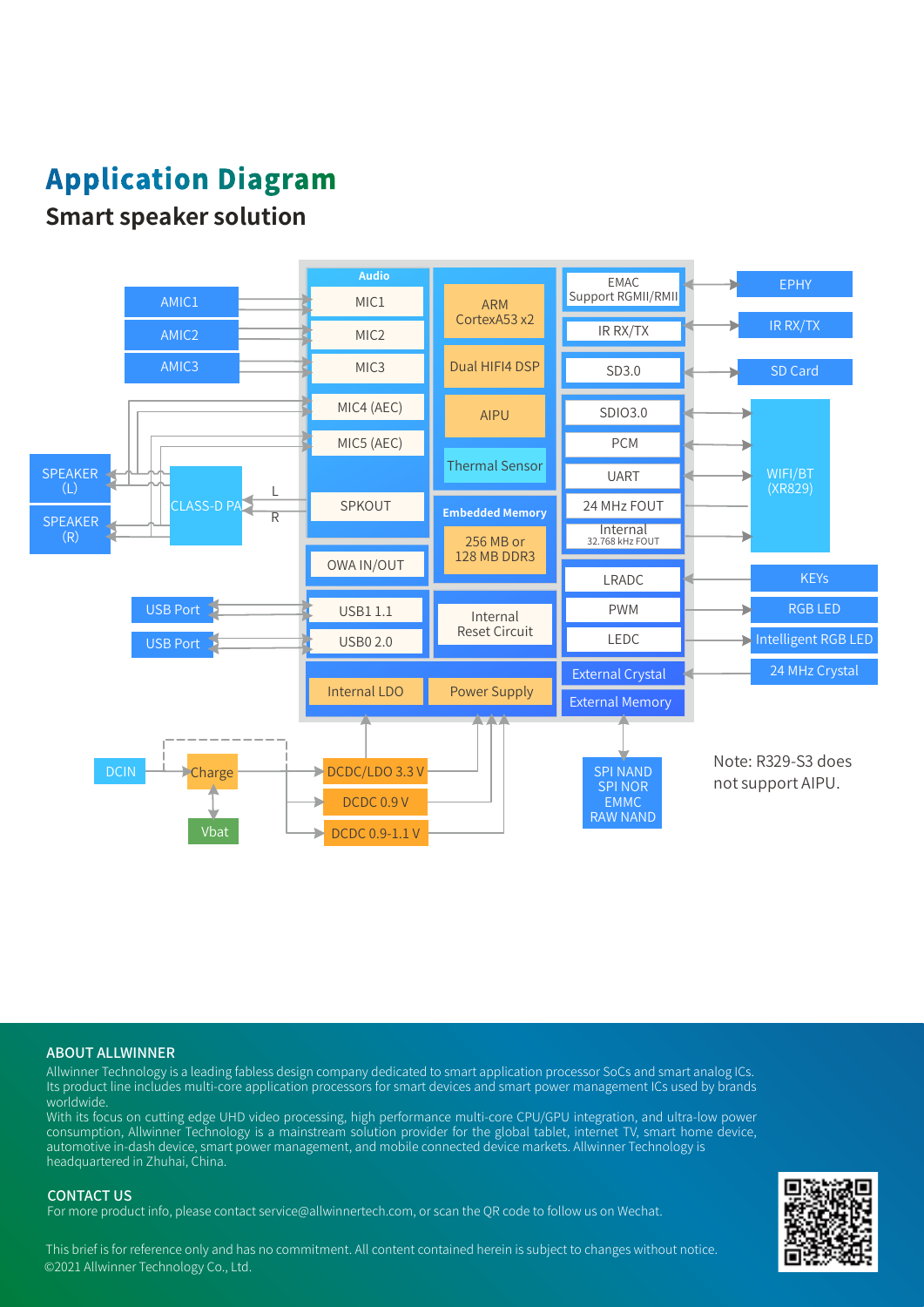# Application Diagram

## Smart speaker solution

Audio
MIC1
MIC2
MIC3
MIC4 (AEC)
MIC5 (AEC)
SPKOUT
OWA IN/OUT
USB1 1.1
USB0 2.0
Internal LDO
Power Supply

ARM CortexA53 x2
Dual HIFI4 DSP
AIPU
Thermal Sensor
Embedded Memory
256 MB or 128 MB DDR3
Internal Reset Circuit

EMAC Support RGMII/RMII
IR RX/TX
SD3.0
SDIO3.0
PCM
UART
24 MHz FOUT
Internal 32.768 kHz FOUT
LRADC
PWM
LEDC
External Crystal
External Memory

AMIC1
AMIC2
AMIC3
SPEAKER (L)
SPEAKER (R)
CLASS-D PA
L
R
USB Port
USB Port

EPHY
IR RX/TX
SD Card
WIFI/BT (XR829)
KEYs
RGB LED
Intelligent RGB LED
24 MHz Crystal

SPI NAND
SPI NOR
EMMC
RAW NAND

DCIN
Charge
Vbat
DCDC/LDO 3.3 V
DCDC 0.9 V
DCDC 0.9-1.1 V

Note: R329-S3 does not support AIPU.

**ABOUT ALLWINNER**

Allwinner Technology is a leading fabless design company dedicated to smart application processor SoCs and smart analog ICs. Its product line includes multi-core application processors for smart devices and smart power management ICs used by brands worldwide.
With its focus on cutting edge UHD video processing, high performance multi-core CPU/GPU integration, and ultra-low power consumption, Allwinner Technology is a mainstream solution provider for the global tablet, internet TV, smart home device, automotive in-dash device, smart power management, and mobile connected device markets. Allwinner Technology is headquartered in Zhuhai, China.

**CONTACT US**

For more product info, please contact service@allwinnertech.com, or scan the QR code to follow us on Wechat.

This brief is for reference only and has no commitment. All content contained herein is subject to changes without notice.
©2021 Allwinner Technology Co., Ltd.